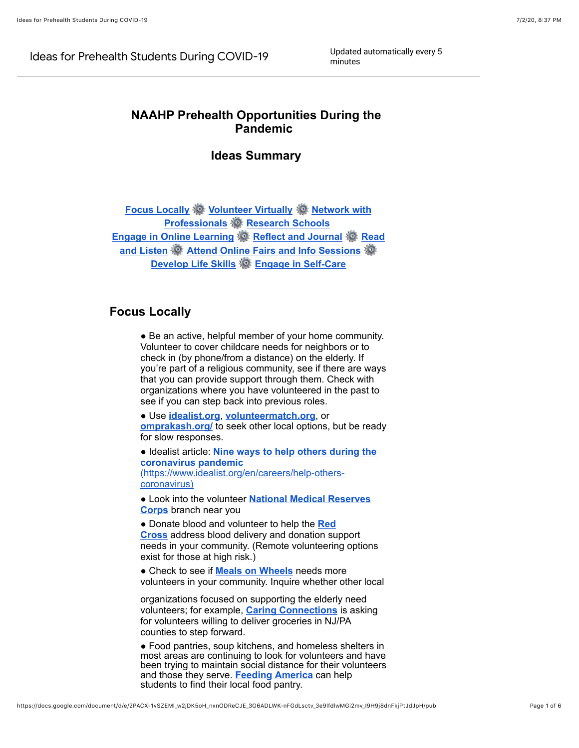Ideas for Prehealth Students During COVID-19

Updated automatically every 5 minutes

# NAAHP Prehealth Opportunities During the Pandemic

## Ideas Summary

**Focus Locally** ⚙ **Volunteer Virtually** ⚙ **Network with Professionals** ⚙ **Research Schools** ⚙ **Engage in Online Learning** ⚙ **Reflect and Journal** ⚙ **Read and Listen** ⚙ **Attend Online Fairs and Info Sessions** ⚙ **Develop Life Skills** ⚙ **Engage in Self-Care**

## Focus Locally

- Be an active, helpful member of your home community. Volunteer to cover childcare needs for neighbors or to check in (by phone/from a distance) on the elderly. If you're part of a religious community, see if there are ways that you can provide support through them. Check with organizations where you have volunteered in the past to see if you can step back into previous roles.
- Use **idealist.org**, **volunteermatch.org**, or **omprakash.org/** to seek other local options, but be ready for slow responses.
- Idealist article: **Nine ways to help others during the coronavirus pandemic** (https://www.idealist.org/en/careers/help-others-coronavirus)
- Look into the volunteer **National Medical Reserves Corps** branch near you
- Donate blood and volunteer to help the **Red Cross** address blood delivery and donation support needs in your community. (Remote volunteering options exist for those at high risk.)
- Check to see if **Meals on Wheels** needs more volunteers in your community. Inquire whether other local organizations focused on supporting the elderly need volunteers; for example, **Caring Connections** is asking for volunteers willing to deliver groceries in NJ/PA counties to step forward.
- Food pantries, soup kitchens, and homeless shelters in most areas are continuing to look for volunteers and have been trying to maintain social distance for their volunteers and those they serve. **Feeding America** can help students to find their local food pantry.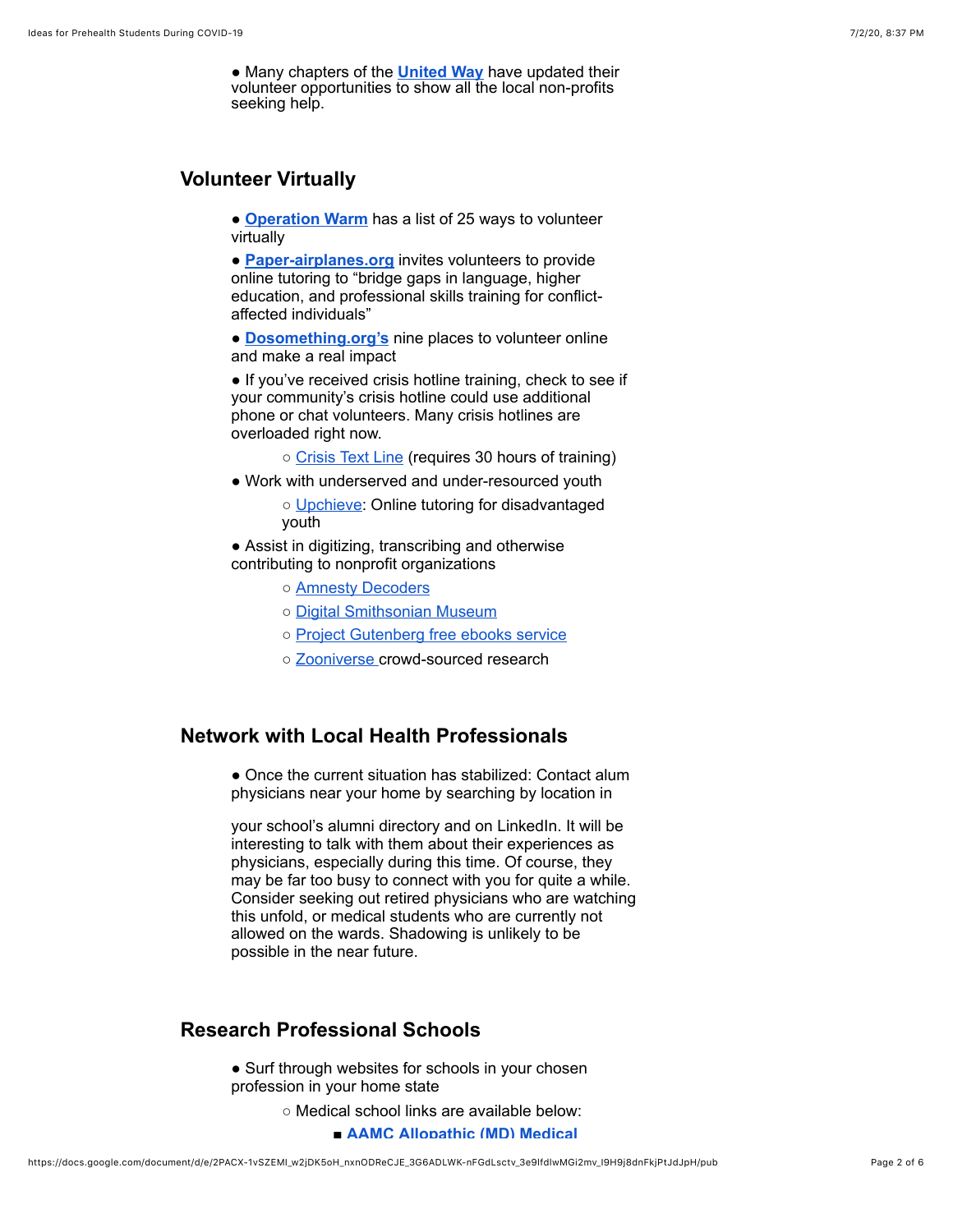- Many chapters of the **United Way** have updated their volunteer opportunities to show all the local non-profits seeking help.

## Volunteer Virtually

- **Operation Warm** has a list of 25 ways to volunteer virtually
- **Paper-airplanes.org** invites volunteers to provide online tutoring to "bridge gaps in language, higher education, and professional skills training for conflict-affected individuals"
- **Dosomething.org's** nine places to volunteer online and make a real impact
- If you've received crisis hotline training, check to see if your community's crisis hotline could use additional phone or chat volunteers. Many crisis hotlines are overloaded right now.
  - Crisis Text Line (requires 30 hours of training)
- Work with underserved and under-resourced youth
  - Upchieve: Online tutoring for disadvantaged youth
- Assist in digitizing, transcribing and otherwise contributing to nonprofit organizations
  - Amnesty Decoders
  - Digital Smithsonian Museum
  - Project Gutenberg free ebooks service
  - Zooniverse crowd-sourced research

## Network with Local Health Professionals

- Once the current situation has stabilized: Contact alum physicians near your home by searching by location in your school's alumni directory and on LinkedIn. It will be interesting to talk with them about their experiences as physicians, especially during this time. Of course, they may be far too busy to connect with you for quite a while. Consider seeking out retired physicians who are watching this unfold, or medical students who are currently not allowed on the wards. Shadowing is unlikely to be possible in the near future.

## Research Professional Schools

- Surf through websites for schools in your chosen profession in your home state
  - Medical school links are available below:
    - **AAMC Allopathic (MD) Medical**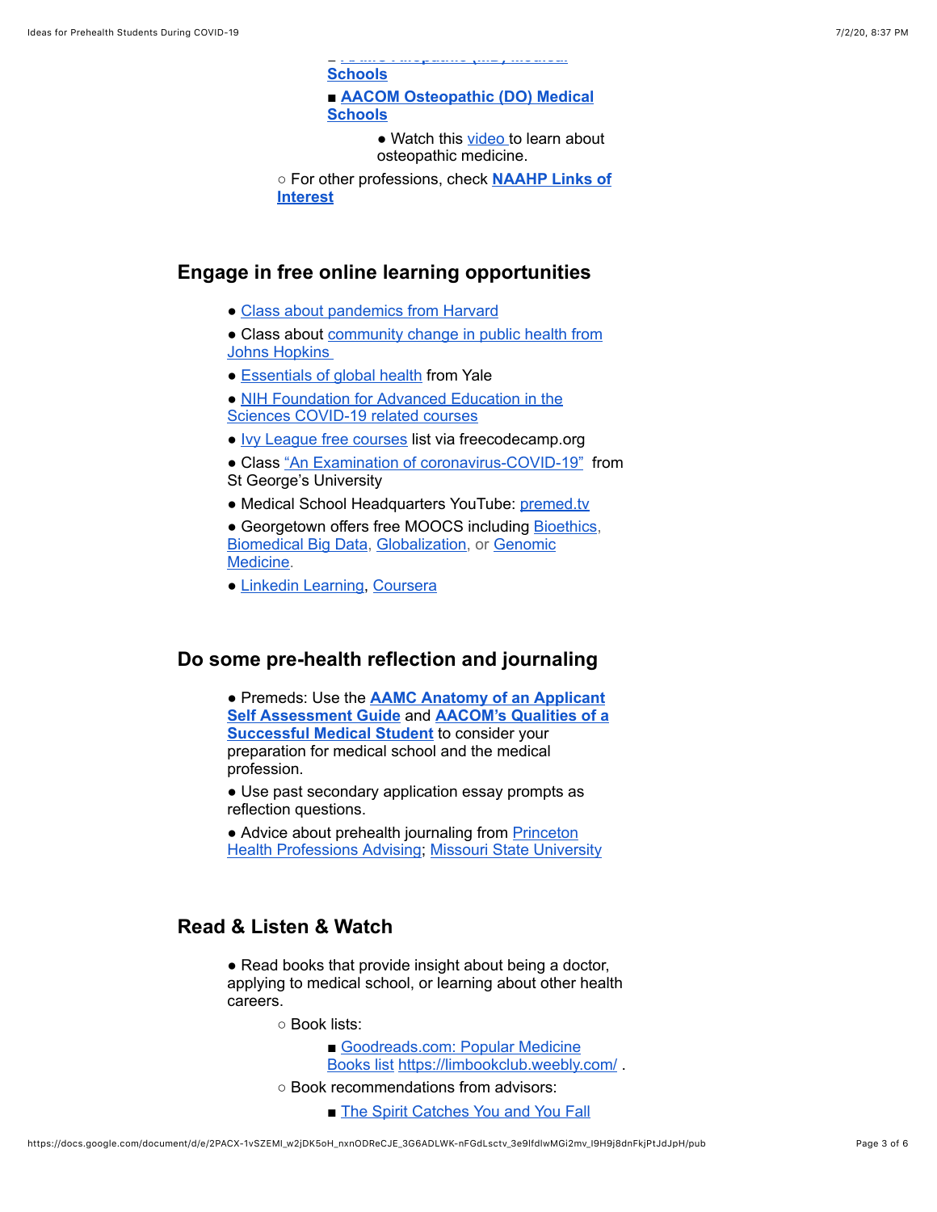- AAMC Allopathic (MD) Medical Schools
- **AACOM Osteopathic (DO) Medical Schools**
  - Watch this video to learn about osteopathic medicine.
- For other professions, check **NAAHP Links of Interest**

## Engage in free online learning opportunities

- Class about pandemics from Harvard
- Class about community change in public health from Johns Hopkins
- Essentials of global health from Yale
- NIH Foundation for Advanced Education in the Sciences COVID-19 related courses
- Ivy League free courses list via freecodecamp.org
- Class "An Examination of coronavirus-COVID-19" from St George's University
- Medical School Headquarters YouTube: premed.tv
- Georgetown offers free MOOCS including Bioethics, Biomedical Big Data, Globalization, or Genomic Medicine.
- Linkedin Learning, Coursera

## Do some pre-health reflection and journaling

- Premeds: Use the **AAMC Anatomy of an Applicant Self Assessment Guide** and **AACOM's Qualities of a Successful Medical Student** to consider your preparation for medical school and the medical profession.
- Use past secondary application essay prompts as reflection questions.
- Advice about prehealth journaling from Princeton Health Professions Advising; Missouri State University

## Read & Listen & Watch

- Read books that provide insight about being a doctor, applying to medical school, or learning about other health careers.
  - Book lists:
    - Goodreads.com: Popular Medicine Books list https://limbookclub.weebly.com/ .
  - Book recommendations from advisors:
    - The Spirit Catches You and You Fall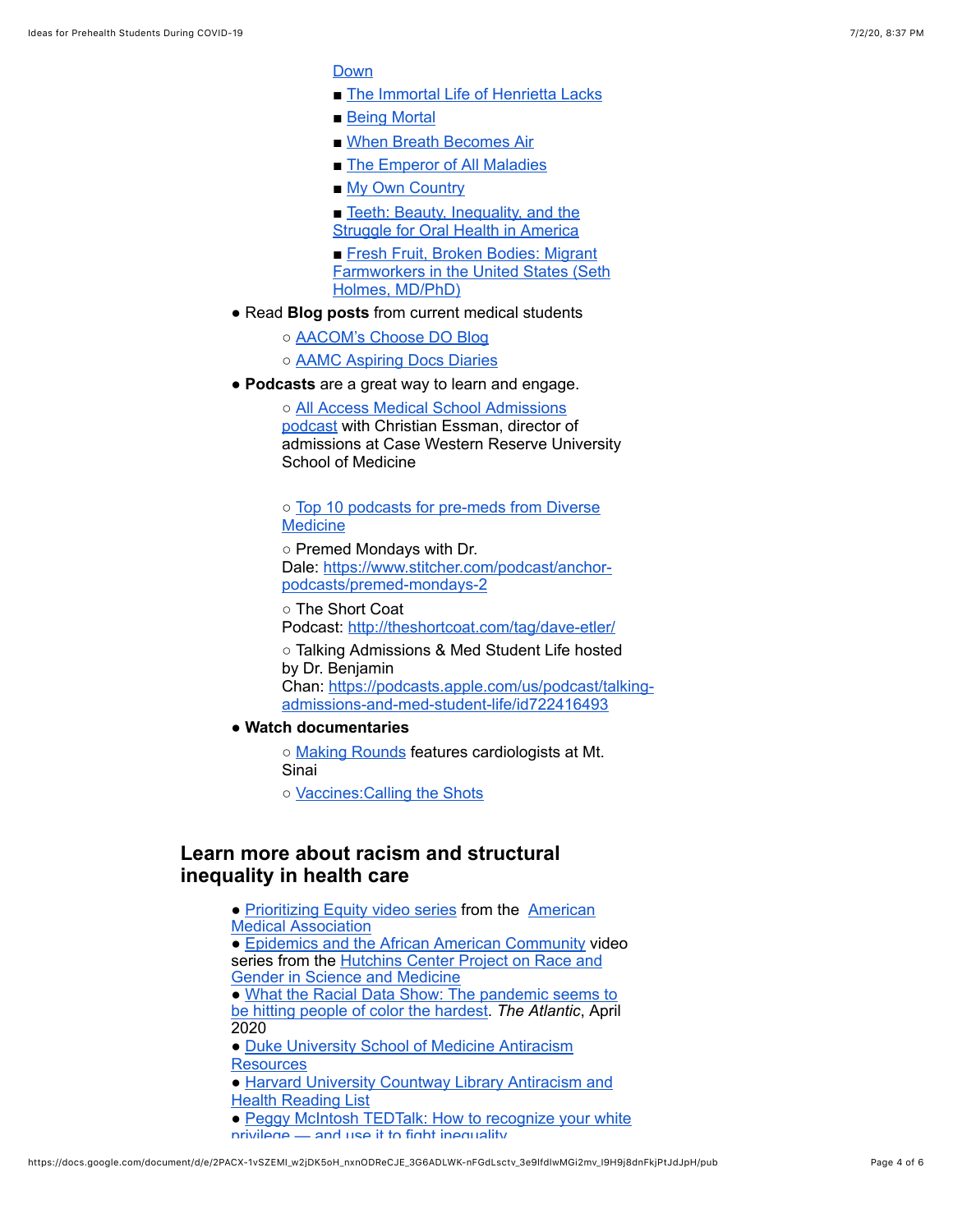Down

- The Immortal Life of Henrietta Lacks
- Being Mortal
- When Breath Becomes Air
- The Emperor of All Maladies
- My Own Country
- Teeth: Beauty, Inequality, and the Struggle for Oral Health in America
- Fresh Fruit, Broken Bodies: Migrant Farmworkers in the United States (Seth Holmes, MD/PhD)

- Read **Blog posts** from current medical students
  - AACOM's Choose DO Blog
  - AAMC Aspiring Docs Diaries
- **Podcasts** are a great way to learn and engage.
  - All Access Medical School Admissions podcast with Christian Essman, director of admissions at Case Western Reserve University School of Medicine
  - Top 10 podcasts for pre-meds from Diverse Medicine
  - Premed Mondays with Dr. Dale: https://www.stitcher.com/podcast/anchor-podcasts/premed-mondays-2
  - The Short Coat Podcast: http://theshortcoat.com/tag/dave-etler/
  - Talking Admissions & Med Student Life hosted by Dr. Benjamin Chan: https://podcasts.apple.com/us/podcast/talking-admissions-and-med-student-life/id722416493
- **Watch documentaries**
  - Making Rounds features cardiologists at Mt. Sinai
  - Vaccines:Calling the Shots

## Learn more about racism and structural inequality in health care

- Prioritizing Equity video series from the American Medical Association
- Epidemics and the African American Community video series from the Hutchins Center Project on Race and Gender in Science and Medicine
- What the Racial Data Show: The pandemic seems to be hitting people of color the hardest. *The Atlantic*, April 2020
- Duke University School of Medicine Antiracism Resources
- Harvard University Countway Library Antiracism and Health Reading List
- Peggy McIntosh TEDTalk: How to recognize your white privilege — and use it to fight inequality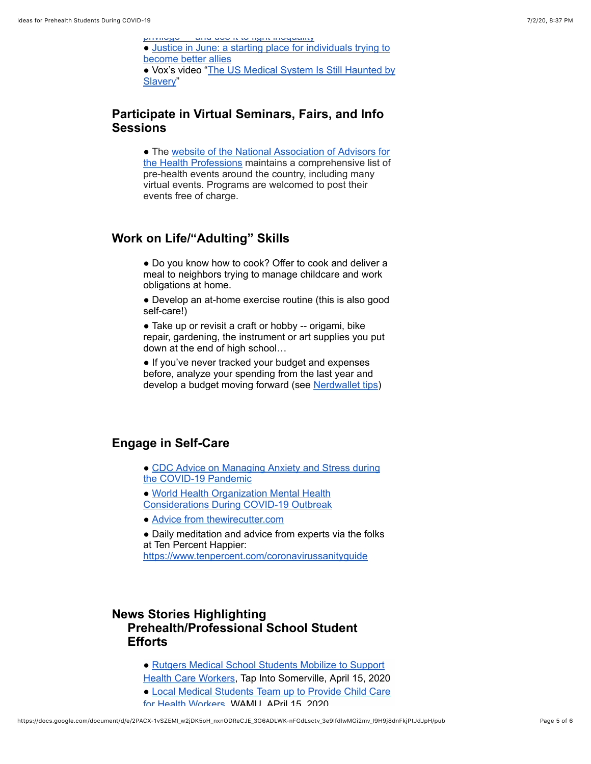privilege — and use it to fight inequality

- Justice in June: a starting place for individuals trying to become better allies
- Vox's video "The US Medical System Is Still Haunted by Slavery"

## Participate in Virtual Seminars, Fairs, and Info Sessions

- The website of the National Association of Advisors for the Health Professions maintains a comprehensive list of pre-health events around the country, including many virtual events. Programs are welcomed to post their events free of charge.

## Work on Life/"Adulting" Skills

- Do you know how to cook? Offer to cook and deliver a meal to neighbors trying to manage childcare and work obligations at home.
- Develop an at-home exercise routine (this is also good self-care!)
- Take up or revisit a craft or hobby -- origami, bike repair, gardening, the instrument or art supplies you put down at the end of high school…
- If you've never tracked your budget and expenses before, analyze your spending from the last year and develop a budget moving forward (see Nerdwallet tips)

## Engage in Self-Care

- CDC Advice on Managing Anxiety and Stress during the COVID-19 Pandemic
- World Health Organization Mental Health Considerations During COVID-19 Outbreak
- Advice from thewirecutter.com
- Daily meditation and advice from experts via the folks at Ten Percent Happier: https://www.tenpercent.com/coronavirussanityguide

## News Stories Highlighting Prehealth/Professional School Student Efforts

- Rutgers Medical School Students Mobilize to Support Health Care Workers, Tap Into Somerville, April 15, 2020
- Local Medical Students Team up to Provide Child Care for Health Workers, WAMU, APril 15, 2020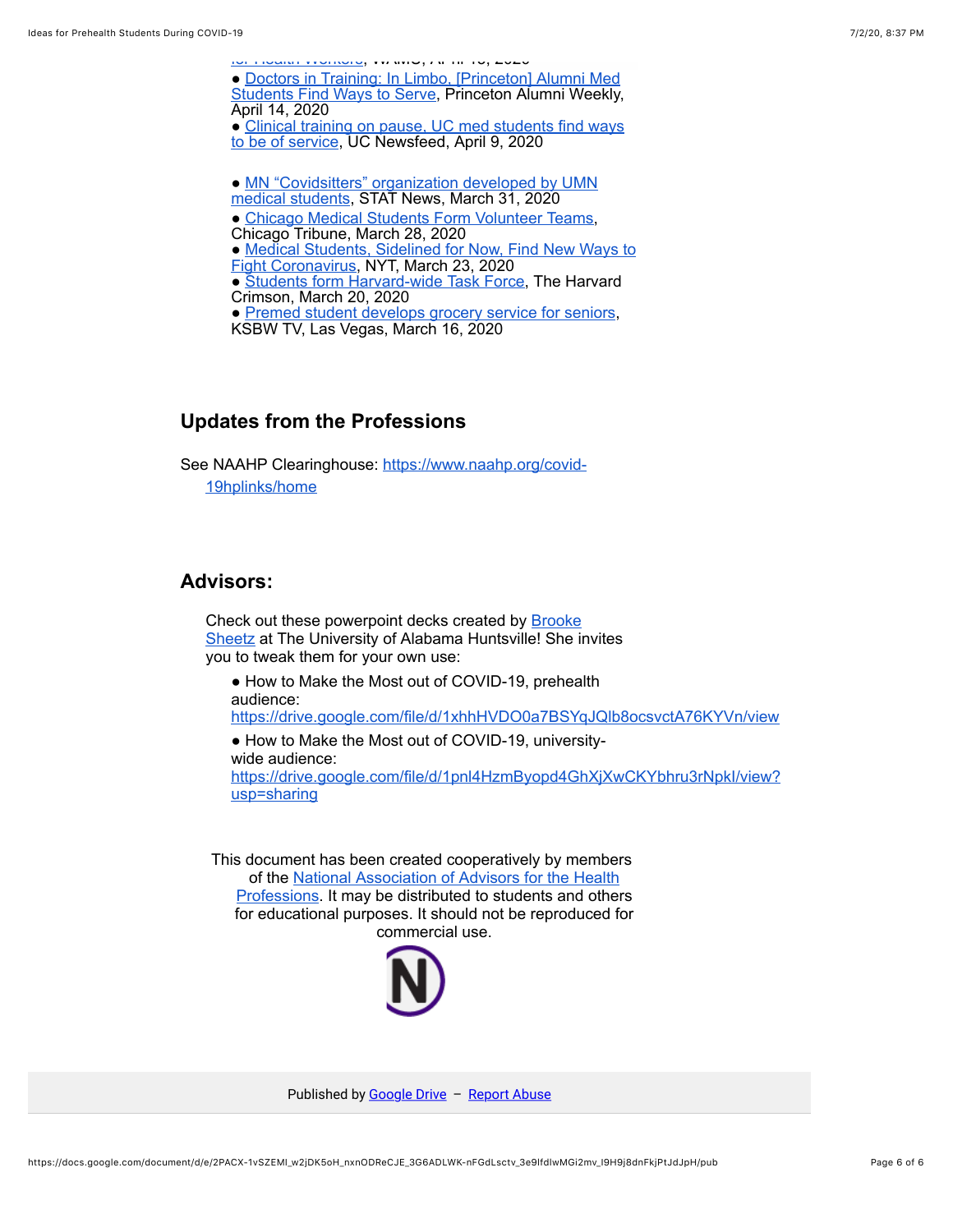- Doctors in Training: In Limbo, [Princeton] Alumni Med Students Find Ways to Serve, Princeton Alumni Weekly, April 14, 2020
- Clinical training on pause, UC med students find ways to be of service, UC Newsfeed, April 9, 2020

- MN "Covidsitters" organization developed by UMN medical students, STAT News, March 31, 2020
- Chicago Medical Students Form Volunteer Teams, Chicago Tribune, March 28, 2020
- Medical Students, Sidelined for Now, Find New Ways to Fight Coronavirus, NYT, March 23, 2020
- Students form Harvard-wide Task Force, The Harvard Crimson, March 20, 2020
- Premed student develops grocery service for seniors, KSBW TV, Las Vegas, March 16, 2020

## Updates from the Professions

See NAAHP Clearinghouse: https://www.naahp.org/covid-19hplinks/home

## Advisors:

Check out these powerpoint decks created by Brooke Sheetz at The University of Alabama Huntsville! She invites you to tweak them for your own use:

- How to Make the Most out of COVID-19, prehealth audience: https://drive.google.com/file/d/1xhhHVDO0a7BSYqJQlb8ocsvctA76KYVn/view
- How to Make the Most out of COVID-19, university-wide audience: https://drive.google.com/file/d/1pnl4HzmByopd4GhXjXwCKYbhru3rNpkI/view?usp=sharing

This document has been created cooperatively by members of the National Association of Advisors for the Health Professions. It may be distributed to students and others for educational purposes. It should not be reproduced for commercial use.

Published by Google Drive – Report Abuse